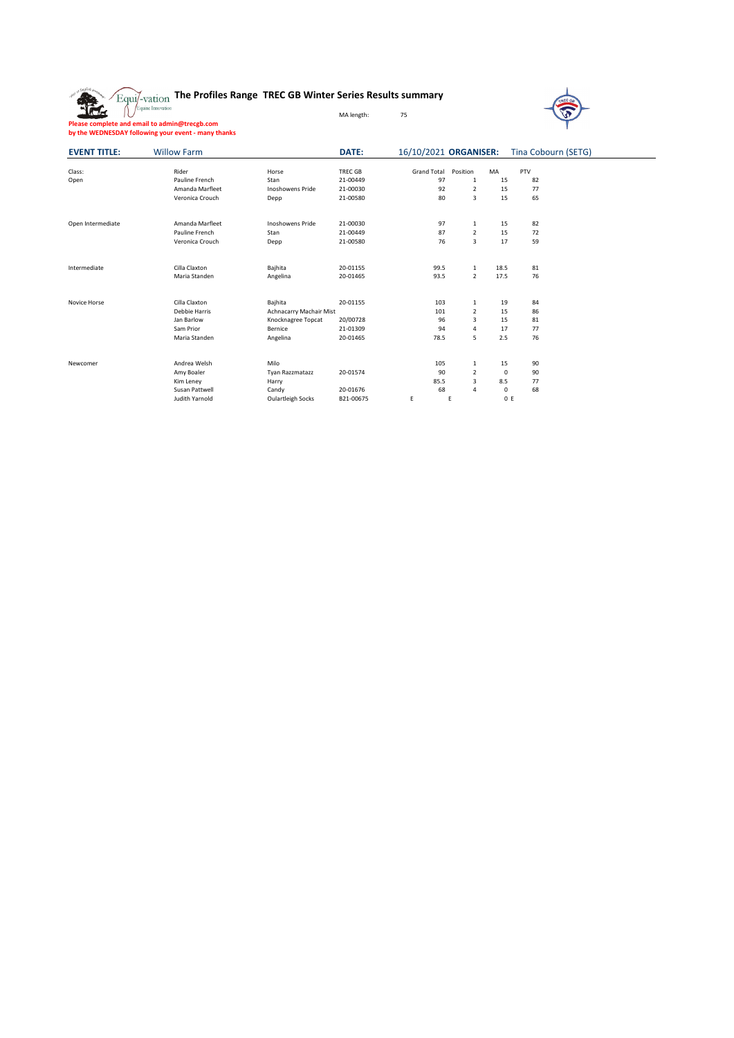# The Profiles Range TREC GB Winter Series Results summary

MA length: 75

**Please complete and email to admin@trecgb.com**
**by the WEDNESDAY following your event - many thanks**

**EVENT TITLE:** Willow Farm | **DATE:** 16/10/2021 | **ORGANISER:** Tina Cobourn (SETG)

| Class: | Rider | Horse | TREC GB | Grand Total | Position | MA | PTV |
|---|---|---|---|---|---|---|---|
| Open | Pauline French | Stan | 21-00449 | 97 | 1 | 15 | 82 |
| | Amanda Marfleet | Inoshowens Pride | 21-00030 | 92 | 2 | 15 | 77 |
| | Veronica Crouch | Depp | 21-00580 | 80 | 3 | 15 | 65 |
| | | | | | | | |
| Open Intermediate | Amanda Marfleet | Inoshowens Pride | 21-00030 | 97 | 1 | 15 | 82 |
| | Pauline French | Stan | 21-00449 | 87 | 2 | 15 | 72 |
| | Veronica Crouch | Depp | 21-00580 | 76 | 3 | 17 | 59 |
| | | | | | | | |
| Intermediate | Cilla Claxton | Bajhita | 20-01155 | 99.5 | 1 | 18.5 | 81 |
| | Maria Standen | Angelina | 20-01465 | 93.5 | 2 | 17.5 | 76 |
| | | | | | | | |
| Novice Horse | Cilla Claxton | Bajhita | 20-01155 | 103 | 1 | 19 | 84 |
| | Debbie Harris | Achnacarry Machair Mist | | 101 | 2 | 15 | 86 |
| | Jan Barlow | Knocknagree Topcat | 20/00728 | 96 | 3 | 15 | 81 |
| | Sam Prior | Bernice | 21-01309 | 94 | 4 | 17 | 77 |
| | Maria Standen | Angelina | 20-01465 | 78.5 | 5 | 2.5 | 76 |
| | | | | | | | |
| Newcomer | Andrea Welsh | Milo | | 105 | 1 | 15 | 90 |
| | Amy Boaler | Tyan Razzmatazz | 20-01574 | 90 | 2 | 0 | 90 |
| | Kim Leney | Harry | | 85.5 | 3 | 8.5 | 77 |
| | Susan Pattwell | Candy | 20-01676 | 68 | 4 | 0 | 68 |
| | Judith Yarnold | Oulartleigh Socks | B21-00675 | E | E | 0 | E |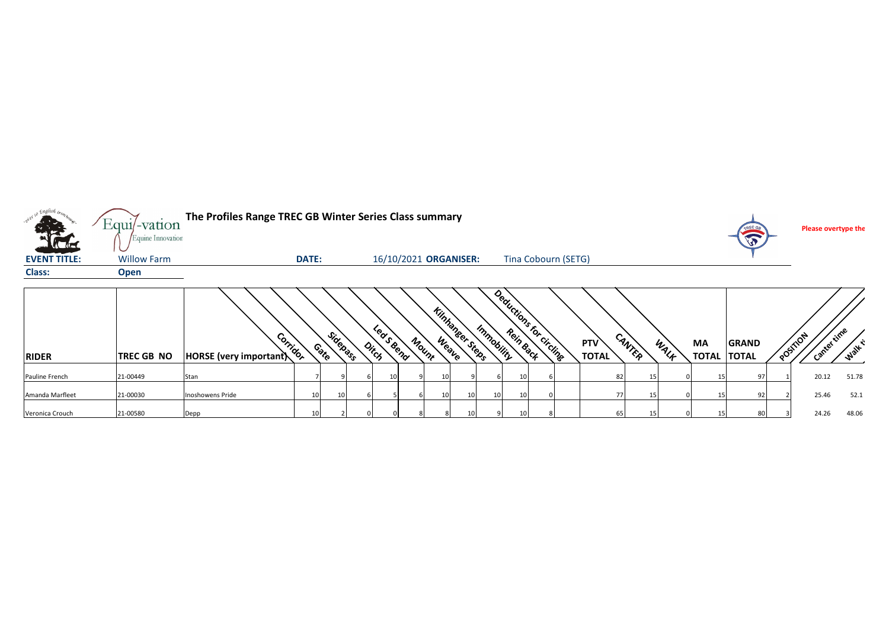# The Profiles Range TREC GB Winter Series Class summary

Please overtype the

| EVENT TITLE: | Willow Farm | DATE: | 16/10/2021 | ORGANISER: | Tina Cobourn (SETG) |
|---|---|---|---|---|---|
| **Class:** | **Open** | | | | |

| RIDER | TREC GB NO | HORSE (very important) | Corridor | Gate | Sidepass | Ditch | Led S Bend | Mount | Weave | Kilnhanger Steps | Immobility | Rein Back | Deductions for circling | PTV TOTAL | CANTER | WALK | MA TOTAL | GRAND TOTAL | POSITION | Canter time | Walk t |
|---|---|---|---|---|---|---|---|---|---|---|---|---|---|---|---|---|---|---|---|---|---|
| Pauline French | 21-00449 | Stan | 7 | 9 | 6 | 10 | 9 | 10 | 9 | 6 | 10 | 6 | | 82 | 15 | 0 | 15 | 97 | 1 | 20.12 | 51.78 |
| Amanda Marfleet | 21-00030 | Inoshowens Pride | 10 | 10 | 6 | 5 | 6 | 10 | 10 | 10 | 10 | 0 | | 77 | 15 | 0 | 15 | 92 | 2 | 25.46 | 52.1 |
| Veronica Crouch | 21-00580 | Depp | 10 | 2 | 0 | 0 | 8 | 8 | 10 | 9 | 10 | 8 | | 65 | 15 | 0 | 15 | 80 | 3 | 24.26 | 48.06 |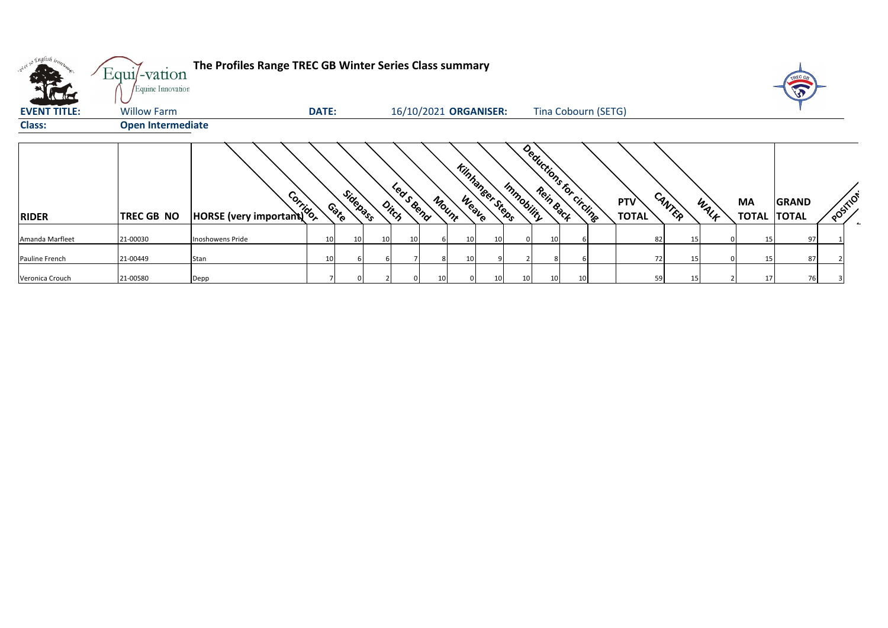# The Profiles Range TREC GB Winter Series Class summary

**EVENT TITLE:** Willow Farm **DATE:** 16/10/2021 **ORGANISER:** Tina Cobourn (SETG)

**Class:** Open Intermediate

| RIDER | TREC GB NO | HORSE (very important) | Corridor | Gate | Sidepass | Ditch | Led S Bend | Mount | Weave | Kilnhanger Steps | Immobility | Rein Back | Deductions for circling | PTV TOTAL | CANTER | WALK | MA TOTAL | GRAND TOTAL | POSITION |
|---|---|---|---|---|---|---|---|---|---|---|---|---|---|---|---|---|---|---|---|
| Amanda Marfleet | 21-00030 | Inoshowens Pride | 10 | 10 | 10 | 10 | 6 | 10 | 10 | 0 | 10 | 6 | | 82 | 15 | 0 | 15 | 97 | 1 |
| Pauline French | 21-00449 | Stan | 10 | 6 | 6 | 7 | 8 | 10 | 9 | 2 | 8 | 6 | | 72 | 15 | 0 | 15 | 87 | 2 |
| Veronica Crouch | 21-00580 | Depp | 7 | 0 | 2 | 0 | 10 | 0 | 10 | 10 | 10 | 10 | | 59 | 15 | 2 | 17 | 76 | 3 |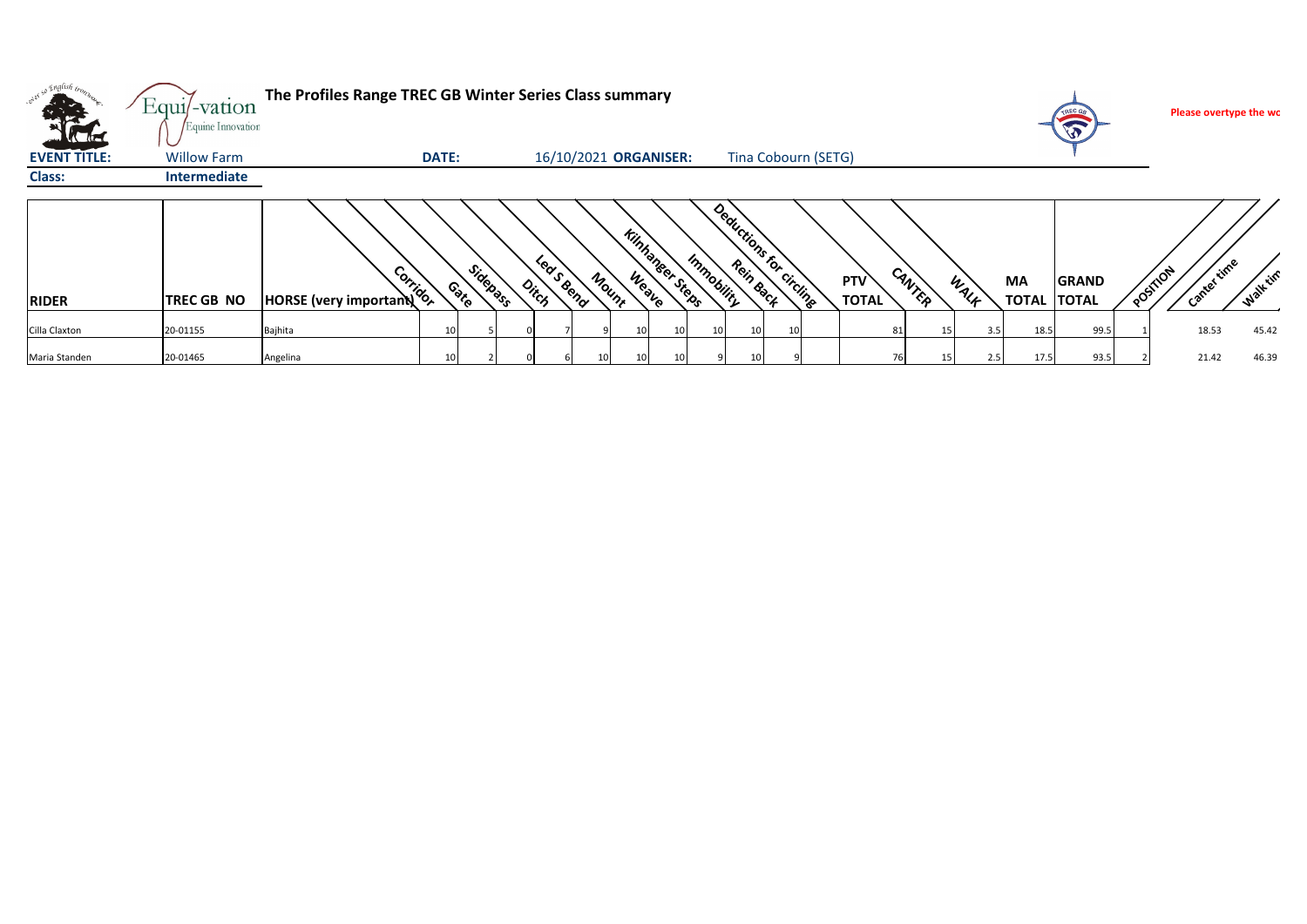**The Profiles Range TREC GB Winter Series Class summary**

**Please overtype the wo**

**EVENT TITLE:** Willow Farm **DATE:** 16/10/2021 **ORGANISER:** Tina Cobourn (SETG)

**Class:** **Intermediate**

| RIDER | TREC GB NO | HORSE (very important) | Corridor | Gate | Sidepass | Ditch | Led S Bend | Mount | Weave | Kilnhanger Steps | Immobility | Rein Back | Deductions for circling | PTV TOTAL | CANTER | WALK | MA TOTAL | GRAND TOTAL | POSITION | Canter time | Walk time |
|---|---|---|---|---|---|---|---|---|---|---|---|---|---|---|---|---|---|---|---|---|---|
| Cilla Claxton | 20-01155 | Bajhita | 10 | 5 | 0 | 7 | 9 | 10 | 10 | 10 | 10 | 10 | | 81 | 15 | 3.5 | 18.5 | 99.5 | 1 | 18.53 | 45.42 |
| Maria Standen | 20-01465 | Angelina | 10 | 2 | 0 | 6 | 10 | 10 | 10 | 9 | 10 | 9 | | 76 | 15 | 2.5 | 17.5 | 93.5 | 2 | 21.42 | 46.39 |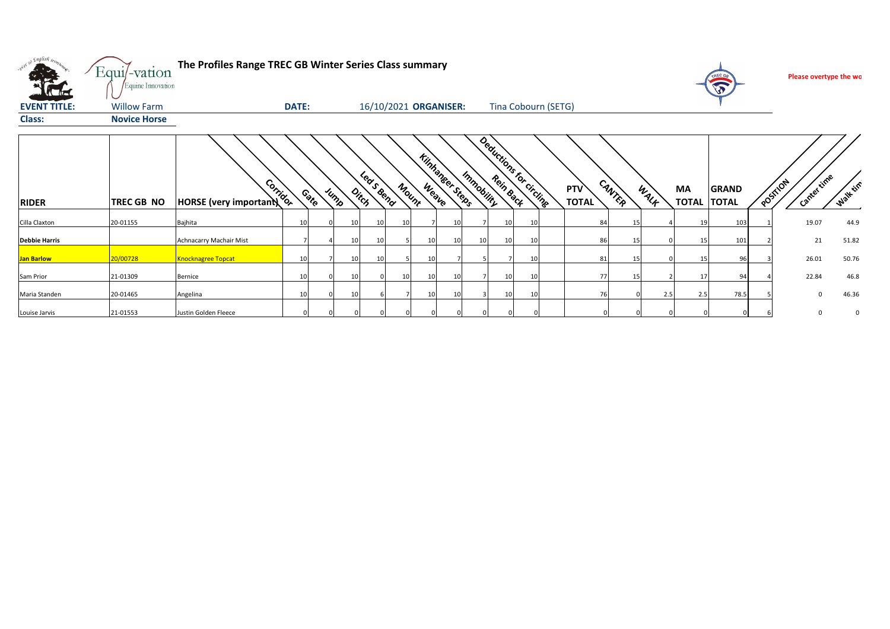# The Profiles Range TREC GB Winter Series Class summary

**Please overtype the wo**

**EVENT TITLE:** Willow Farm **DATE:** 16/10/2021 **ORGANISER:** Tina Cobourn (SETG)

**Class:** **Novice Horse**

| RIDER | TREC GB NO | HORSE (very important) | Corridor | Gate | Jump | Ditch | Led S Bend | Mount | Weave | Kilnhanger Steps | Immobility | Rein Back | Deductions for circling | PTV TOTAL | CANTER | WALK | MA TOTAL | GRAND TOTAL | POSITION | Canter time | Walk tim |
|---|---|---|---|---|---|---|---|---|---|---|---|---|---|---|---|---|---|---|---|---|---|
| Cilla Claxton | 20-01155 | Bajhita | 10 | 0 | 10 | 10 | 10 | 7 | 10 | 7 | 10 | 10 | | 84 | 15 | 4 | 19 | 103 | 1 | 19.07 | 44.9 |
| **Debbie Harris** | | Achnacarry Machair Mist | 7 | 4 | 10 | 10 | 5 | 10 | 10 | 10 | 10 | 10 | | 86 | 15 | 0 | 15 | 101 | 2 | 21 | 51.82 |
| **Jan Barlow** | 20/00728 | Knocknagree Topcat | 10 | 7 | 10 | 10 | 5 | 10 | 7 | 5 | 7 | 10 | | 81 | 15 | 0 | 15 | 96 | 3 | 26.01 | 50.76 |
| Sam Prior | 21-01309 | Bernice | 10 | 0 | 10 | 0 | 10 | 10 | 10 | 7 | 10 | 10 | | 77 | 15 | 2 | 17 | 94 | 4 | 22.84 | 46.8 |
| Maria Standen | 20-01465 | Angelina | 10 | 0 | 10 | 6 | 7 | 10 | 10 | 3 | 10 | 10 | | 76 | 0 | 2.5 | 2.5 | 78.5 | 5 | 0 | 46.36 |
| Louise Jarvis | 21-01553 | Justin Golden Fleece | 0 | 0 | 0 | 0 | 0 | 0 | 0 | 0 | 0 | 0 | | 0 | 0 | 0 | 0 | 0 | 6 | 0 | 0 |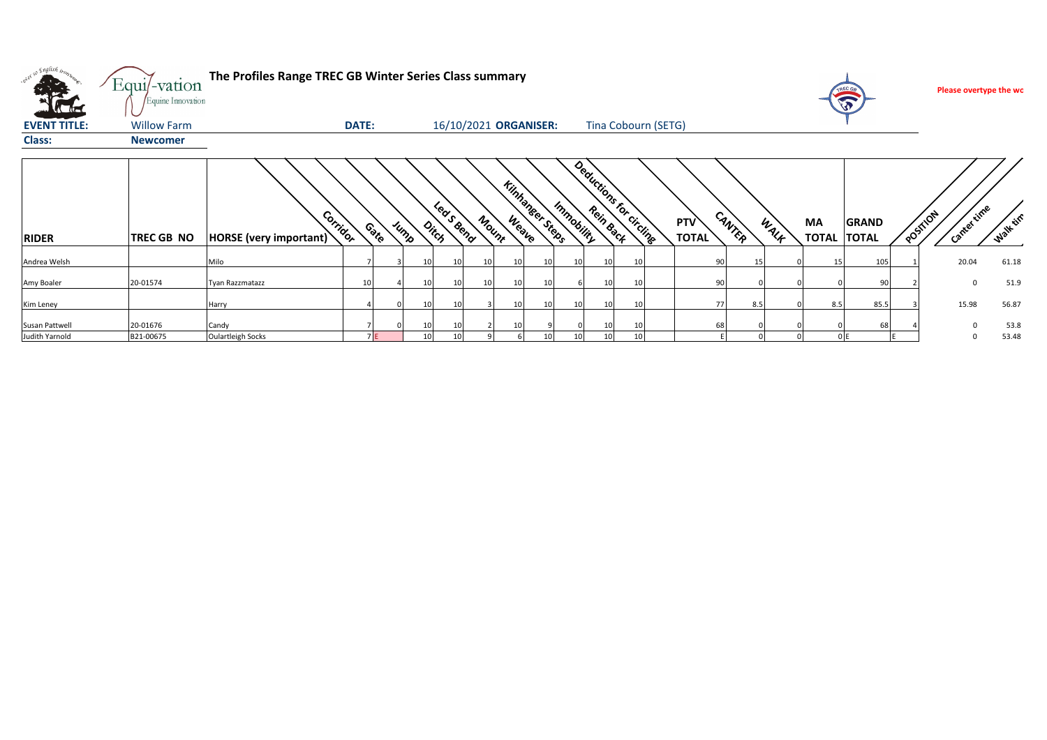# The Profiles Range TREC GB Winter Series Class summary

Please overtype the wo

**EVENT TITLE:** Willow Farm **DATE:** 16/10/2021 **ORGANISER:** Tina Cobourn (SETG)

**Class:** Newcomer

| RIDER | TREC GB NO | HORSE (very important) | Corridor | Gate | Jump | Ditch | Led S Bend | Mount | Weave | Kilnhanger Steps | Immobility | Rein Back | Deductions for circling | PTV TOTAL | CANTER | WALK | MA TOTAL | GRAND TOTAL | POSITION | Canter time | Walk tim |
|---|---|---|---|---|---|---|---|---|---|---|---|---|---|---|---|---|---|---|---|---|---|
| Andrea Welsh | | Milo | | 7 | 3 | 10 | 10 | 10 | 10 | 10 | 10 | 10 | 10 | 90 | 15 | 0 | 15 | 105 | 1 | 20.04 | 61.18 |
| Amy Boaler | 20-01574 | Tyan Razzmatazz | | 10 | 4 | 10 | 10 | 10 | 10 | 10 | 6 | 10 | 10 | 90 | 0 | 0 | 0 | 90 | 2 | 0 | 51.9 |
| Kim Leney | | Harry | | 4 | 0 | 10 | 10 | 3 | 10 | 10 | 10 | 10 | 10 | 77 | 8.5 | 0 | 8.5 | 85.5 | 3 | 15.98 | 56.87 |
| Susan Pattwell | 20-01676 | Candy | | 7 | 0 | 10 | 10 | 2 | 10 | 9 | 0 | 10 | 10 | 68 | 0 | 0 | 0 | 68 | 4 | 0 | 53.8 |
| Judith Yarnold | B21-00675 | Oulartleigh Socks | | 7 | E | 10 | 10 | 9 | 6 | 10 | 10 | 10 | 10 | E | 0 | 0 | 0 | E | E | 0 | 53.48 |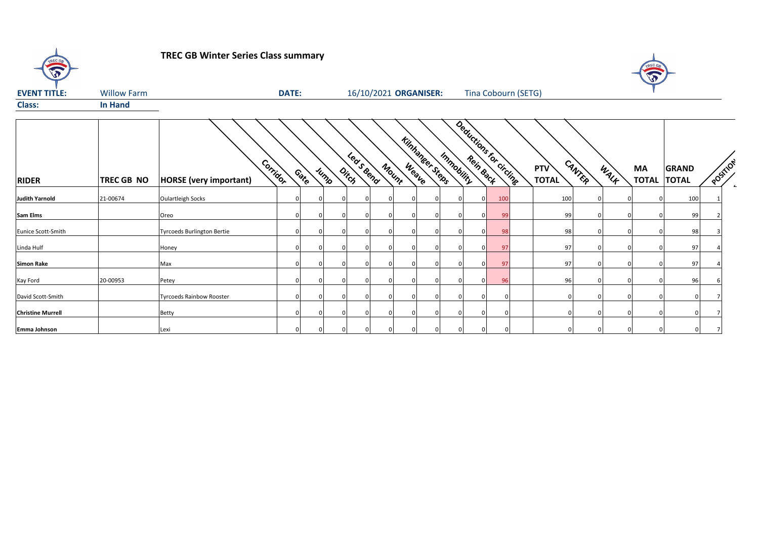# TREC GB Winter Series Class summary

**EVENT TITLE:** Willow Farm **DATE:** 16/10/2021 **ORGANISER:** Tina Cobourn (SETG)

**Class:** **In Hand**

| RIDER | TREC GB NO | HORSE (very important) | Corridor | Gate | Jump | Ditch | Led S Bend | Mount | Weave | Kilnhanger Steps | Immobility | Rein Back | Deductions for circling | PTV TOTAL | CANTER | WALK | MA TOTAL | GRAND TOTAL | POSITION |
|---|---|---|---|---|---|---|---|---|---|---|---|---|---|---|---|---|---|---|---|
| **Judith Yarnold** | 21-00674 | Oulartleigh Socks | 0 | 0 | 0 | 0 | 0 | 0 | 0 | 0 | 0 | 100 | | 100 | 0 | 0 | 0 | 100 | 1 |
| **Sam Elms** | | Oreo | 0 | 0 | 0 | 0 | 0 | 0 | 0 | 0 | 0 | 99 | | 99 | 0 | 0 | 0 | 99 | 2 |
| Eunice Scott-Smith | | Tyrcoeds Burlington Bertie | 0 | 0 | 0 | 0 | 0 | 0 | 0 | 0 | 0 | 98 | | 98 | 0 | 0 | 0 | 98 | 3 |
| Linda Hulf | | Honey | 0 | 0 | 0 | 0 | 0 | 0 | 0 | 0 | 0 | 97 | | 97 | 0 | 0 | 0 | 97 | 4 |
| **Simon Rake** | | Max | 0 | 0 | 0 | 0 | 0 | 0 | 0 | 0 | 0 | 97 | | 97 | 0 | 0 | 0 | 97 | 4 |
| Kay Ford | 20-00953 | Petey | 0 | 0 | 0 | 0 | 0 | 0 | 0 | 0 | 0 | 96 | | 96 | 0 | 0 | 0 | 96 | 6 |
| David Scott-Smith | | Tyrcoeds Rainbow Rooster | 0 | 0 | 0 | 0 | 0 | 0 | 0 | 0 | 0 | 0 | | 0 | 0 | 0 | 0 | 0 | 7 |
| **Christine Murrell** | | Betty | 0 | 0 | 0 | 0 | 0 | 0 | 0 | 0 | 0 | 0 | | 0 | 0 | 0 | 0 | 0 | 7 |
| **Emma Johnson** | | Lexi | 0 | 0 | 0 | 0 | 0 | 0 | 0 | 0 | 0 | 0 | | 0 | 0 | 0 | 0 | 0 | 7 |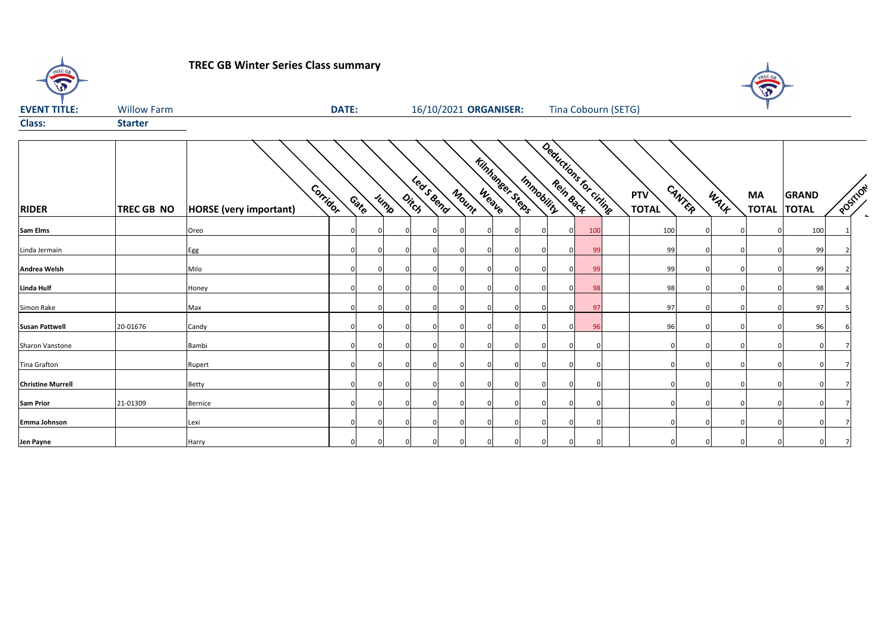# TREC GB Winter Series Class summary

**EVENT TITLE:** Willow Farm **DATE:** 16/10/2021 **ORGANISER:** Tina Cobourn (SETG)

**Class:** **Starter**

| RIDER | TREC GB NO | HORSE (very important) | Corridor | Gate | Jump | Ditch | Led S Bend | Mount | Weave | Kilnhanger Steps | Immobility | Rein Back | Deductions for circling | PTV TOTAL | CANTER | WALK | MA TOTAL | GRAND TOTAL | POSITION |
|---|---|---|---|---|---|---|---|---|---|---|---|---|---|---|---|---|---|---|---|
| **Sam Elms** | | Oreo | 0 | 0 | 0 | 0 | 0 | 0 | 0 | 0 | 0 | 100 | | 100 | 0 | 0 | 0 | 100 | 1 |
| Linda Jermain | | Egg | 0 | 0 | 0 | 0 | 0 | 0 | 0 | 0 | 0 | 99 | | 99 | 0 | 0 | 0 | 99 | 2 |
| **Andrea Welsh** | | Milo | 0 | 0 | 0 | 0 | 0 | 0 | 0 | 0 | 0 | 99 | | 99 | 0 | 0 | 0 | 99 | 2 |
| **Linda Hulf** | | Honey | 0 | 0 | 0 | 0 | 0 | 0 | 0 | 0 | 0 | 98 | | 98 | 0 | 0 | 0 | 98 | 4 |
| Simon Rake | | Max | 0 | 0 | 0 | 0 | 0 | 0 | 0 | 0 | 0 | 97 | | 97 | 0 | 0 | 0 | 97 | 5 |
| **Susan Pattwell** | 20-01676 | Candy | 0 | 0 | 0 | 0 | 0 | 0 | 0 | 0 | 0 | 96 | | 96 | 0 | 0 | 0 | 96 | 6 |
| Sharon Vanstone | | Bambi | 0 | 0 | 0 | 0 | 0 | 0 | 0 | 0 | 0 | 0 | | 0 | 0 | 0 | 0 | 0 | 7 |
| Tina Grafton | | Rupert | 0 | 0 | 0 | 0 | 0 | 0 | 0 | 0 | 0 | 0 | | 0 | 0 | 0 | 0 | 0 | 7 |
| **Christine Murrell** | | Betty | 0 | 0 | 0 | 0 | 0 | 0 | 0 | 0 | 0 | 0 | | 0 | 0 | 0 | 0 | 0 | 7 |
| **Sam Prior** | 21-01309 | Bernice | 0 | 0 | 0 | 0 | 0 | 0 | 0 | 0 | 0 | 0 | | 0 | 0 | 0 | 0 | 0 | 7 |
| **Emma Johnson** | | Lexi | 0 | 0 | 0 | 0 | 0 | 0 | 0 | 0 | 0 | 0 | | 0 | 0 | 0 | 0 | 0 | 7 |
| **Jen Payne** | | Harry | 0 | 0 | 0 | 0 | 0 | 0 | 0 | 0 | 0 | 0 | | 0 | 0 | 0 | 0 | 0 | 7 |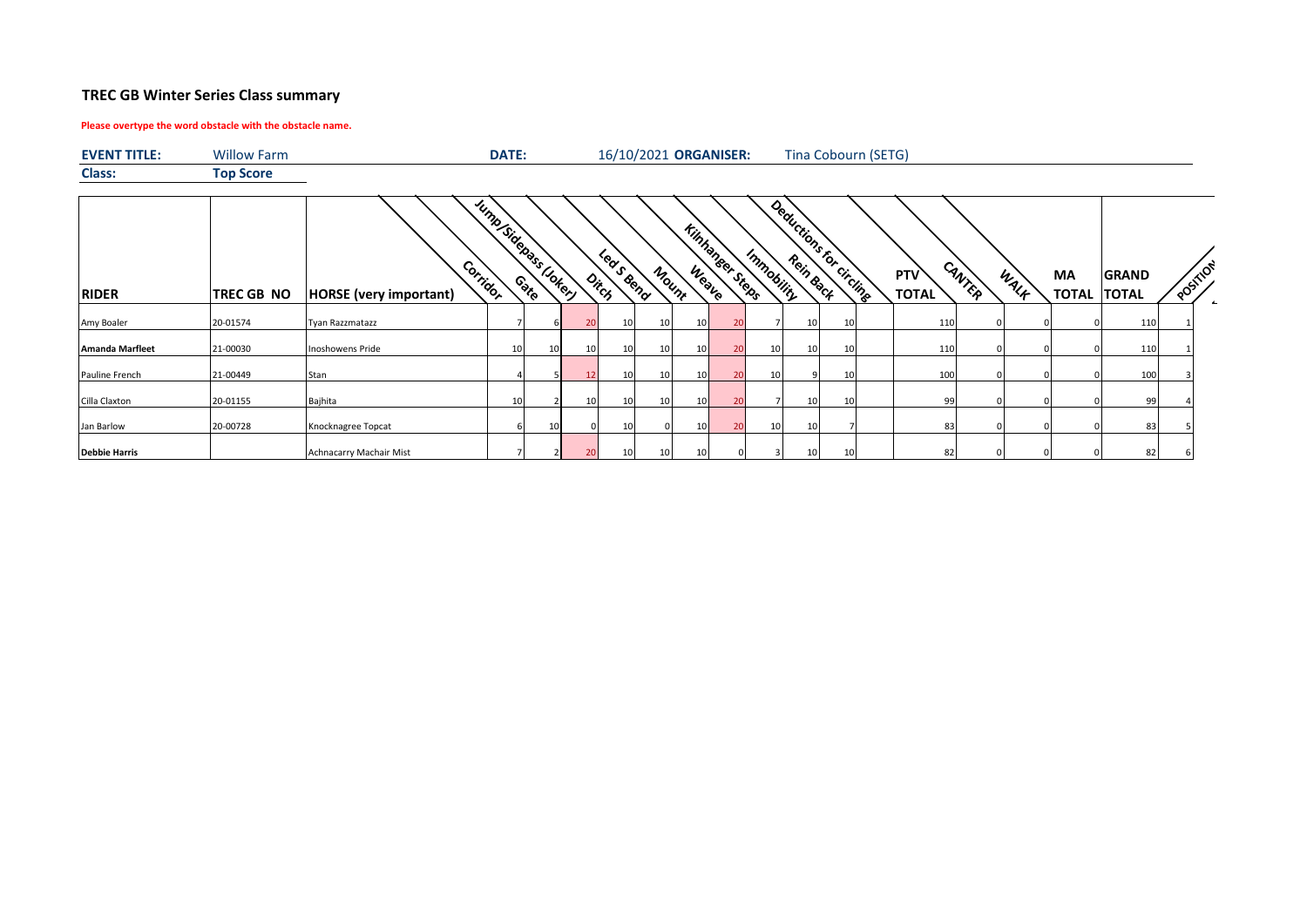## TREC GB Winter Series Class summary

**Please overtype the word obstacle with the obstacle name.**

**EVENT TITLE:** Willow Farm **DATE:** 16/10/2021 **ORGANISER:** Tina Cobourn (SETG)

**Class:** **Top Score**

| RIDER | TREC GB NO | HORSE (very important) | Corridor | Gate | Jump/Sidepass (Joker) | Ditch | Led S Bend | Mount | Weave | Kilnhanger Steps | Immobility | Rein Back | Deductions for circling | PTV TOTAL | CANTER | WALK | MA TOTAL | GRAND TOTAL | POSITION |
|---|---|---|---|---|---|---|---|---|---|---|---|---|---|---|---|---|---|---|---|
| Amy Boaler | 20-01574 | Tyan Razzmatazz | 7 | 6 | 20 | 10 | 10 | 10 | 20 | 7 | 10 | 10 | | 110 | 0 | 0 | 0 | 110 | 1 |
| **Amanda Marfleet** | 21-00030 | Inoshowens Pride | 10 | 10 | 10 | 10 | 10 | 10 | 20 | 10 | 10 | 10 | | 110 | 0 | 0 | 0 | 110 | 1 |
| Pauline French | 21-00449 | Stan | 4 | 5 | 12 | 10 | 10 | 10 | 20 | 10 | 9 | 10 | | 100 | 0 | 0 | 0 | 100 | 3 |
| Cilla Claxton | 20-01155 | Bajhita | 10 | 2 | 10 | 10 | 10 | 10 | 20 | 7 | 10 | 10 | | 99 | 0 | 0 | 0 | 99 | 4 |
| Jan Barlow | 20-00728 | Knocknagree Topcat | 6 | 10 | 0 | 10 | 0 | 10 | 20 | 10 | 10 | 7 | | 83 | 0 | 0 | 0 | 83 | 5 |
| **Debbie Harris** | | Achnacarry Machair Mist | 7 | 2 | 20 | 10 | 10 | 10 | 0 | 3 | 10 | 10 | | 82 | 0 | 0 | 0 | 82 | 6 |